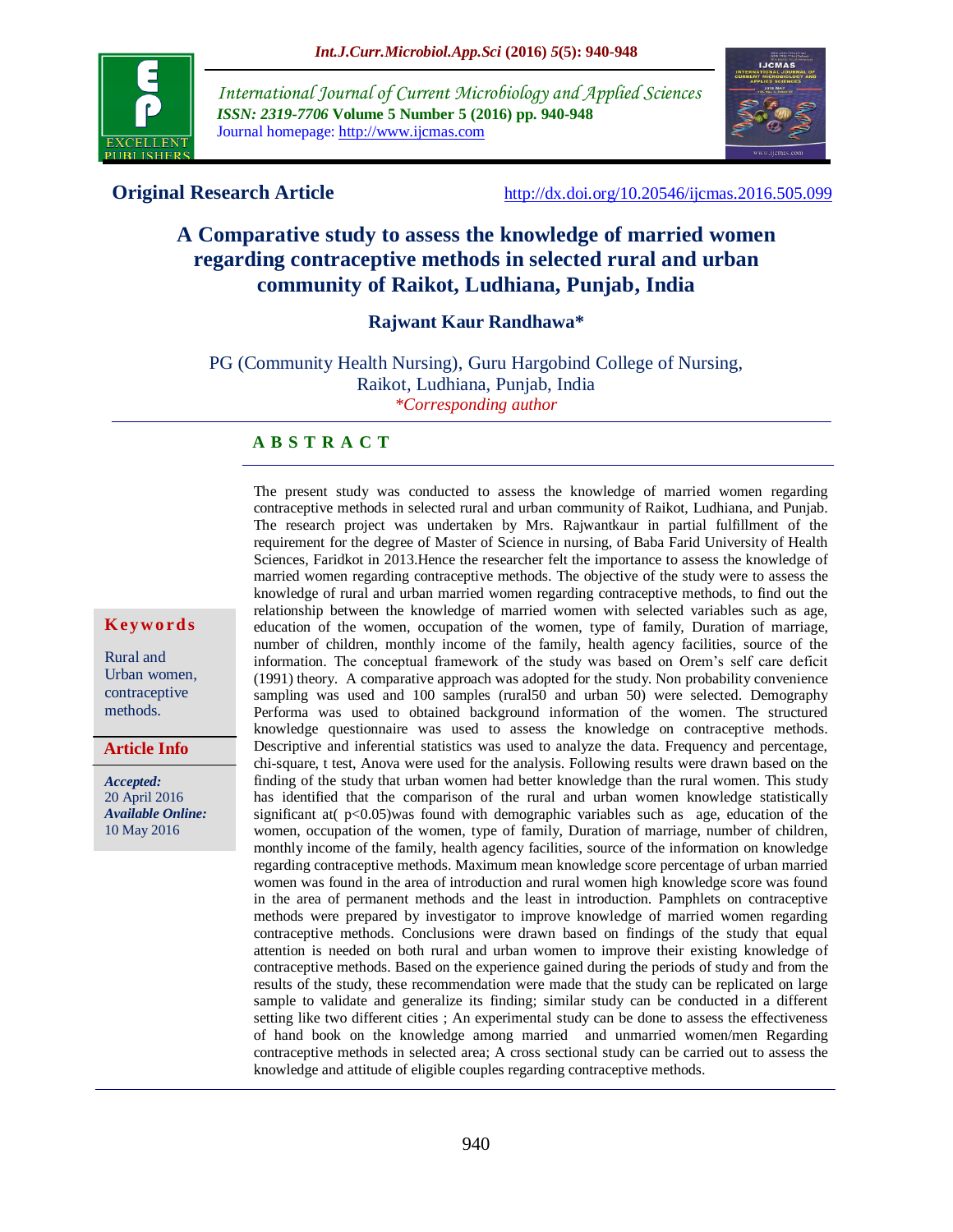**Original Research Article** http://dx.doi.org/10.20546/ijcmas.2016.505.099

# A Comparative study to assess the knowledge of married women regarding contraceptive methods in selected rural and urban community of Raikot, Ludhiana, Punjab, India

**Rajwant Kaur Randhawa***

PG (Community Health Nursing), Guru Hargobind College of Nursing, Raikot, Ludhiana, Punjab, India

*\*Corresponding author*

**Keywords**

Rural and Urban women, contraceptive methods.

**Article Info**

***Accepted:*** 20 April 2016

***Available Online:*** 10 May 2016

## A B S T R A C T

The present study was conducted to assess the knowledge of married women regarding contraceptive methods in selected rural and urban community of Raikot, Ludhiana, and Punjab. The research project was undertaken by Mrs. Rajwantkaur in partial fulfillment of the requirement for the degree of Master of Science in nursing, of Baba Farid University of Health Sciences, Faridkot in 2013.Hence the researcher felt the importance to assess the knowledge of married women regarding contraceptive methods. The objective of the study were to assess the knowledge of rural and urban married women regarding contraceptive methods, to find out the relationship between the knowledge of married women with selected variables such as age, education of the women, occupation of the women, type of family, Duration of marriage, number of children, monthly income of the family, health agency facilities, source of the information. The conceptual framework of the study was based on Orem's self care deficit (1991) theory. A comparative approach was adopted for the study. Non probability convenience sampling was used and 100 samples (rural50 and urban 50) were selected. Demography Performa was used to obtained background information of the women. The structured knowledge questionnaire was used to assess the knowledge on contraceptive methods. Descriptive and inferential statistics was used to analyze the data. Frequency and percentage, chi-square, t test, Anova were used for the analysis. Following results were drawn based on the finding of the study that urban women had better knowledge than the rural women. This study has identified that the comparison of the rural and urban women knowledge statistically significant at( $p<0.05$)was found with demographic variables such as age, education of the women, occupation of the women, type of family, Duration of marriage, number of children, monthly income of the family, health agency facilities, source of the information on knowledge regarding contraceptive methods. Maximum mean knowledge score percentage of urban married women was found in the area of introduction and rural women high knowledge score was found in the area of permanent methods and the least in introduction. Pamphlets on contraceptive methods were prepared by investigator to improve knowledge of married women regarding contraceptive methods. Conclusions were drawn based on findings of the study that equal attention is needed on both rural and urban women to improve their existing knowledge of contraceptive methods. Based on the experience gained during the periods of study and from the results of the study, these recommendation were made that the study can be replicated on large sample to validate and generalize its finding; similar study can be conducted in a different setting like two different cities ; An experimental study can be done to assess the effectiveness of hand book on the knowledge among married and unmarried women/men Regarding contraceptive methods in selected area; A cross sectional study can be carried out to assess the knowledge and attitude of eligible couples regarding contraceptive methods.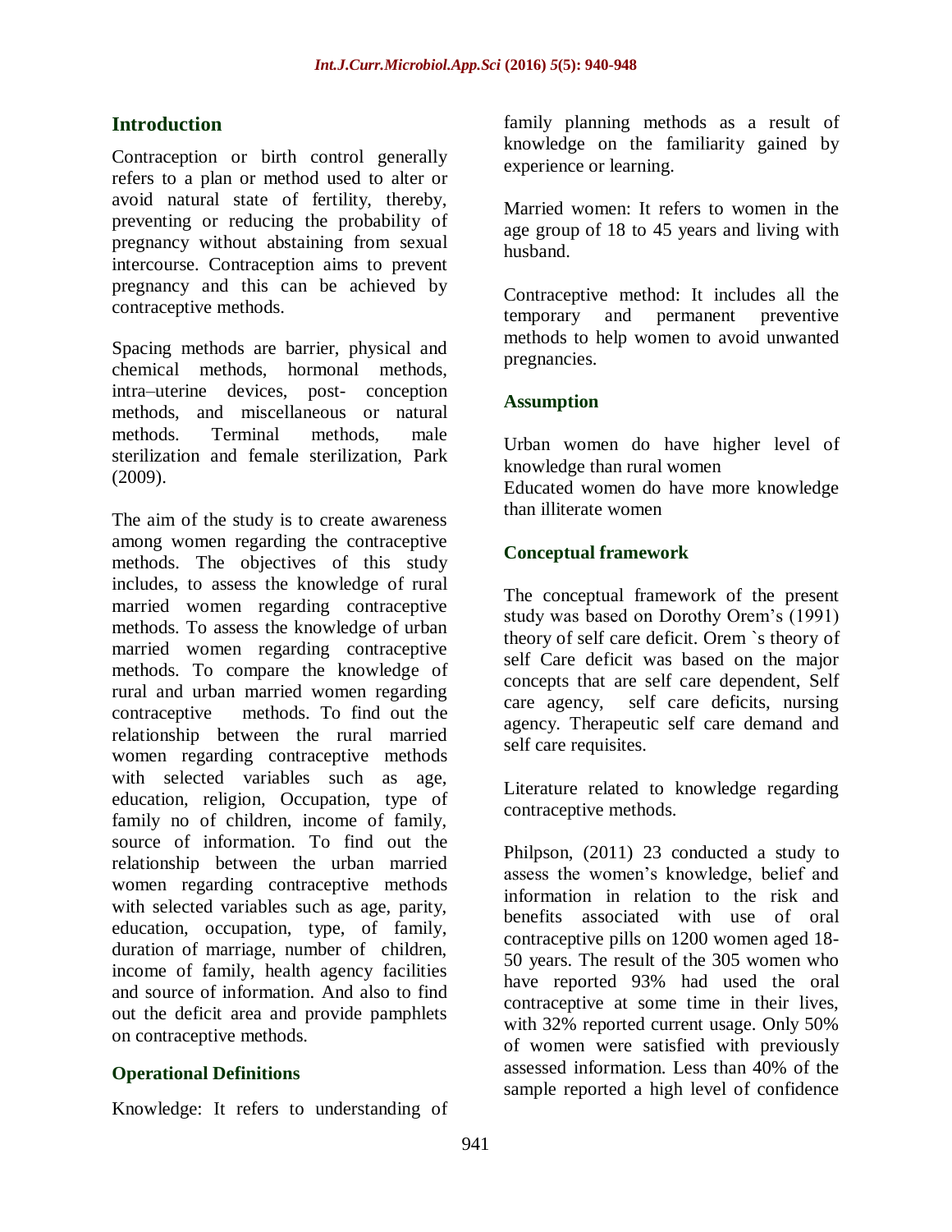## Introduction

Contraception or birth control generally refers to a plan or method used to alter or avoid natural state of fertility, thereby, preventing or reducing the probability of pregnancy without abstaining from sexual intercourse. Contraception aims to prevent pregnancy and this can be achieved by contraceptive methods.

Spacing methods are barrier, physical and chemical methods, hormonal methods, intra–uterine devices, post- conception methods, and miscellaneous or natural methods. Terminal methods, male sterilization and female sterilization, Park (2009).

The aim of the study is to create awareness among women regarding the contraceptive methods. The objectives of this study includes, to assess the knowledge of rural married women regarding contraceptive methods. To assess the knowledge of urban married women regarding contraceptive methods. To compare the knowledge of rural and urban married women regarding contraceptive methods. To find out the relationship between the rural married women regarding contraceptive methods with selected variables such as age, education, religion, Occupation, type of family no of children, income of family, source of information. To find out the relationship between the urban married women regarding contraceptive methods with selected variables such as age, parity, education, occupation, type, of family, duration of marriage, number of children, income of family, health agency facilities and source of information. And also to find out the deficit area and provide pamphlets on contraceptive methods.

## Operational Definitions

Knowledge: It refers to understanding of family planning methods as a result of knowledge on the familiarity gained by experience or learning.

Married women: It refers to women in the age group of 18 to 45 years and living with husband.

Contraceptive method: It includes all the temporary and permanent preventive methods to help women to avoid unwanted pregnancies.

## Assumption

Urban women do have higher level of knowledge than rural women
Educated women do have more knowledge than illiterate women

## Conceptual framework

The conceptual framework of the present study was based on Dorothy Orem's (1991) theory of self care deficit. Orem `s theory of self Care deficit was based on the major concepts that are self care dependent, Self care agency, self care deficits, nursing agency. Therapeutic self care demand and self care requisites.

Literature related to knowledge regarding contraceptive methods.

Philpson, (2011) 23 conducted a study to assess the women's knowledge, belief and information in relation to the risk and benefits associated with use of oral contraceptive pills on 1200 women aged 18-50 years. The result of the 305 women who have reported 93% had used the oral contraceptive at some time in their lives, with 32% reported current usage. Only 50% of women were satisfied with previously assessed information. Less than 40% of the sample reported a high level of confidence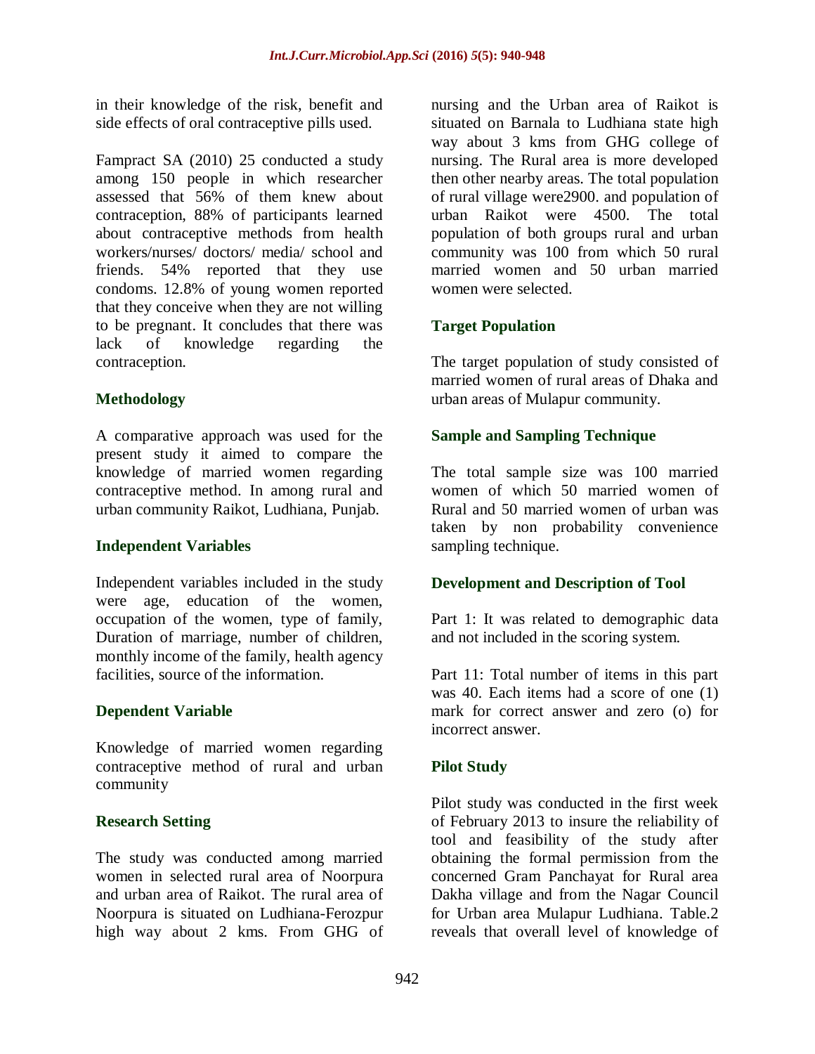in their knowledge of the risk, benefit and side effects of oral contraceptive pills used.

Fampract SA (2010) 25 conducted a study among 150 people in which researcher assessed that 56% of them knew about contraception, 88% of participants learned about contraceptive methods from health workers/nurses/ doctors/ media/ school and friends. 54% reported that they use condoms. 12.8% of young women reported that they conceive when they are not willing to be pregnant. It concludes that there was lack of knowledge regarding the contraception.

## Methodology

A comparative approach was used for the present study it aimed to compare the knowledge of married women regarding contraceptive method. In among rural and urban community Raikot, Ludhiana, Punjab.

## Independent Variables

Independent variables included in the study were age, education of the women, occupation of the women, type of family, Duration of marriage, number of children, monthly income of the family, health agency facilities, source of the information.

## Dependent Variable

Knowledge of married women regarding contraceptive method of rural and urban community

## Research Setting

The study was conducted among married women in selected rural area of Noorpura and urban area of Raikot. The rural area of Noorpura is situated on Ludhiana-Ferozpur high way about 2 kms. From GHG of nursing and the Urban area of Raikot is situated on Barnala to Ludhiana state high way about 3 kms from GHG college of nursing. The Rural area is more developed then other nearby areas. The total population of rural village were2900. and population of urban Raikot were 4500. The total population of both groups rural and urban community was 100 from which 50 rural married women and 50 urban married women were selected.

## Target Population

The target population of study consisted of married women of rural areas of Dhaka and urban areas of Mulapur community.

## Sample and Sampling Technique

The total sample size was 100 married women of which 50 married women of Rural and 50 married women of urban was taken by non probability convenience sampling technique.

## Development and Description of Tool

Part 1: It was related to demographic data and not included in the scoring system.

Part 11: Total number of items in this part was 40. Each items had a score of one (1) mark for correct answer and zero (o) for incorrect answer.

## Pilot Study

Pilot study was conducted in the first week of February 2013 to insure the reliability of tool and feasibility of the study after obtaining the formal permission from the concerned Gram Panchayat for Rural area Dakha village and from the Nagar Council for Urban area Mulapur Ludhiana. Table.2 reveals that overall level of knowledge of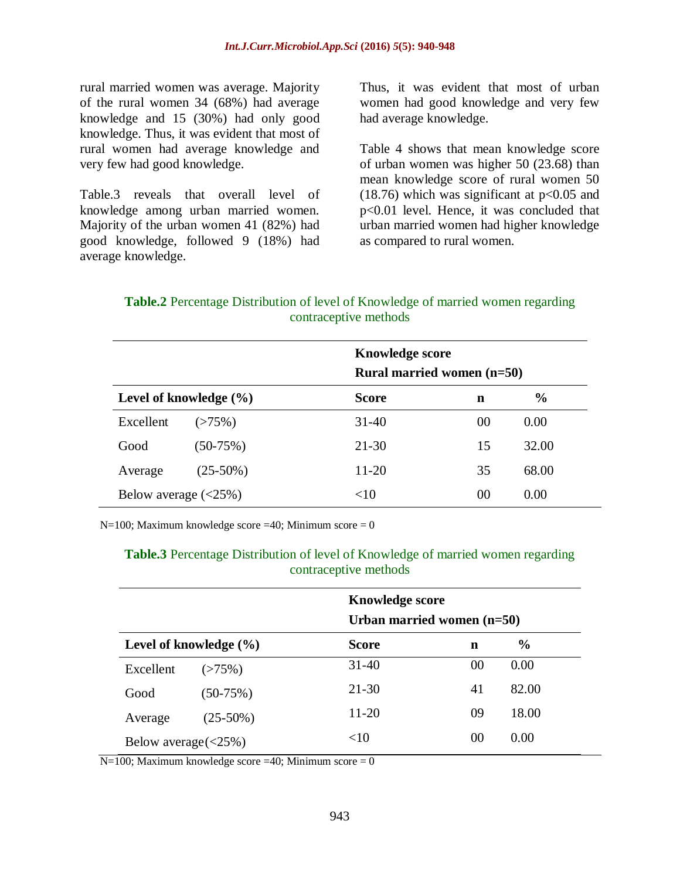rural married women was average. Majority of the rural women 34 (68%) had average knowledge and 15 (30%) had only good knowledge. Thus, it was evident that most of rural women had average knowledge and very few had good knowledge.

Table.3 reveals that overall level of knowledge among urban married women. Majority of the urban women 41 (82%) had good knowledge, followed 9 (18%) had average knowledge.

Thus, it was evident that most of urban women had good knowledge and very few had average knowledge.

Table 4 shows that mean knowledge score of urban women was higher 50 (23.68) than mean knowledge score of rural women 50 (18.76) which was significant at $p<0.05$ and $p<0.01$ level. Hence, it was concluded that urban married women had higher knowledge as compared to rural women.

**Table.2** Percentage Distribution of level of Knowledge of married women regarding contraceptive methods

| | | **Knowledge score Rural married women (n=50)** | | |
|---|---|---|---|---|
| **Level of knowledge (%)** | | **Score** | **n** | **%** |
| Excellent | (>75%) | 31-40 | 00 | 0.00 |
| Good | (50-75%) | 21-30 | 15 | 32.00 |
| Average | (25-50%) | 11-20 | 35 | 68.00 |
| Below average (<25%) | | <10 | 00 | 0.00 |

N=100; Maximum knowledge score =40; Minimum score = 0

**Table.3** Percentage Distribution of level of Knowledge of married women regarding contraceptive methods

| | | **Knowledge score Urban married women (n=50)** | | |
|---|---|---|---|---|
| **Level of knowledge (%)** | | **Score** | **n** | **%** |
| Excellent | (>75%) | 31-40 | 00 | 0.00 |
| Good | (50-75%) | 21-30 | 41 | 82.00 |
| Average | (25-50%) | 11-20 | 09 | 18.00 |
| Below average(<25%) | | <10 | 00 | 0.00 |

N=100; Maximum knowledge score =40; Minimum score = 0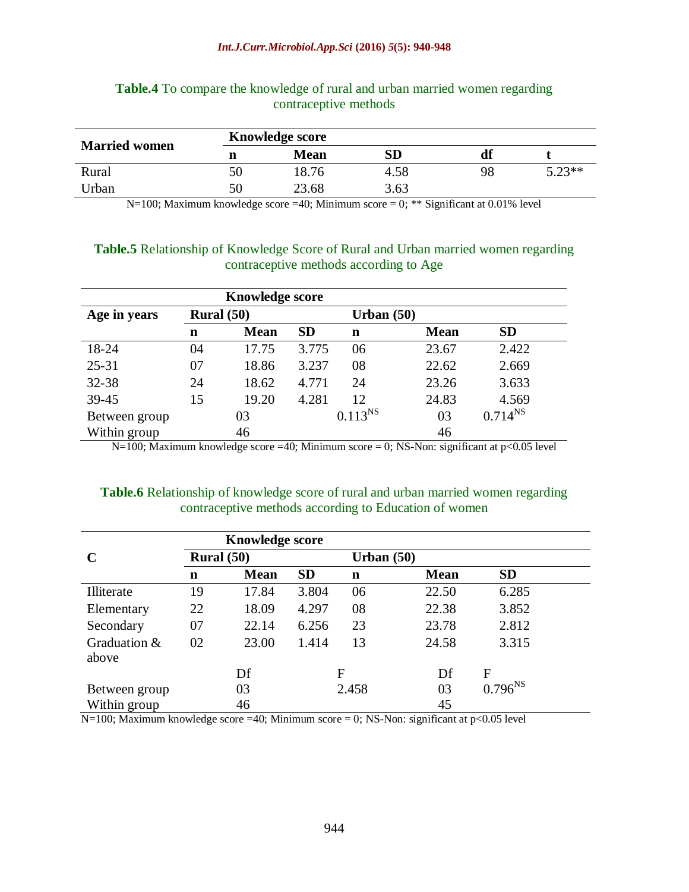**Table.4** To compare the knowledge of rural and urban married women regarding contraceptive methods

| Married women | Knowledge score | | | | |
|---|---|---|---|---|---|
| | n | Mean | SD | df | t |
| Rural | 50 | 18.76 | 4.58 | 98 | 5.23** |
| Urban | 50 | 23.68 | 3.63 | | |

N=100; Maximum knowledge score =40; Minimum score = 0; ** Significant at 0.01% level

**Table.5** Relationship of Knowledge Score of Rural and Urban married women regarding contraceptive methods according to Age

| Age in years | Knowledge score | | | | | |
|---|---|---|---|---|---|---|
| | Rural (50) | | | Urban (50) | | |
| | n | Mean | SD | n | Mean | SD |
| 18-24 | 04 | 17.75 | 3.775 | 06 | 23.67 | 2.422 |
| 25-31 | 07 | 18.86 | 3.237 | 08 | 22.62 | 2.669 |
| 32-38 | 24 | 18.62 | 4.771 | 24 | 23.26 | 3.633 |
| 39-45 | 15 | 19.20 | 4.281 | 12 | 24.83 | 4.569 |
| Between group | 03 | | 0.113[NS] | | 03 | 0.714[NS] |
| Within group | 46 | | | | 46 | |

N=100; Maximum knowledge score =40; Minimum score = 0; NS-Non: significant at p<0.05 level

**Table.6** Relationship of knowledge score of rural and urban married women regarding contraceptive methods according to Education of women

| C | Knowledge score | | | | | |
|---|---|---|---|---|---|---|
| | Rural (50) | | | Urban (50) | | |
| | n | Mean | SD | n | Mean | SD |
| Illiterate | 19 | 17.84 | 3.804 | 06 | 22.50 | 6.285 |
| Elementary | 22 | 18.09 | 4.297 | 08 | 22.38 | 3.852 |
| Secondary | 07 | 22.14 | 6.256 | 23 | 23.78 | 2.812 |
| Graduation & above | 02 | 23.00 | 1.414 | 13 | 24.58 | 3.315 |
| | Df | | F | | Df | F |
| Between group | 03 | | 2.458 | | 03 | 0.796[NS] |
| Within group | 46 | | | | 45 | |

N=100; Maximum knowledge score =40; Minimum score = 0; NS-Non: significant at p<0.05 level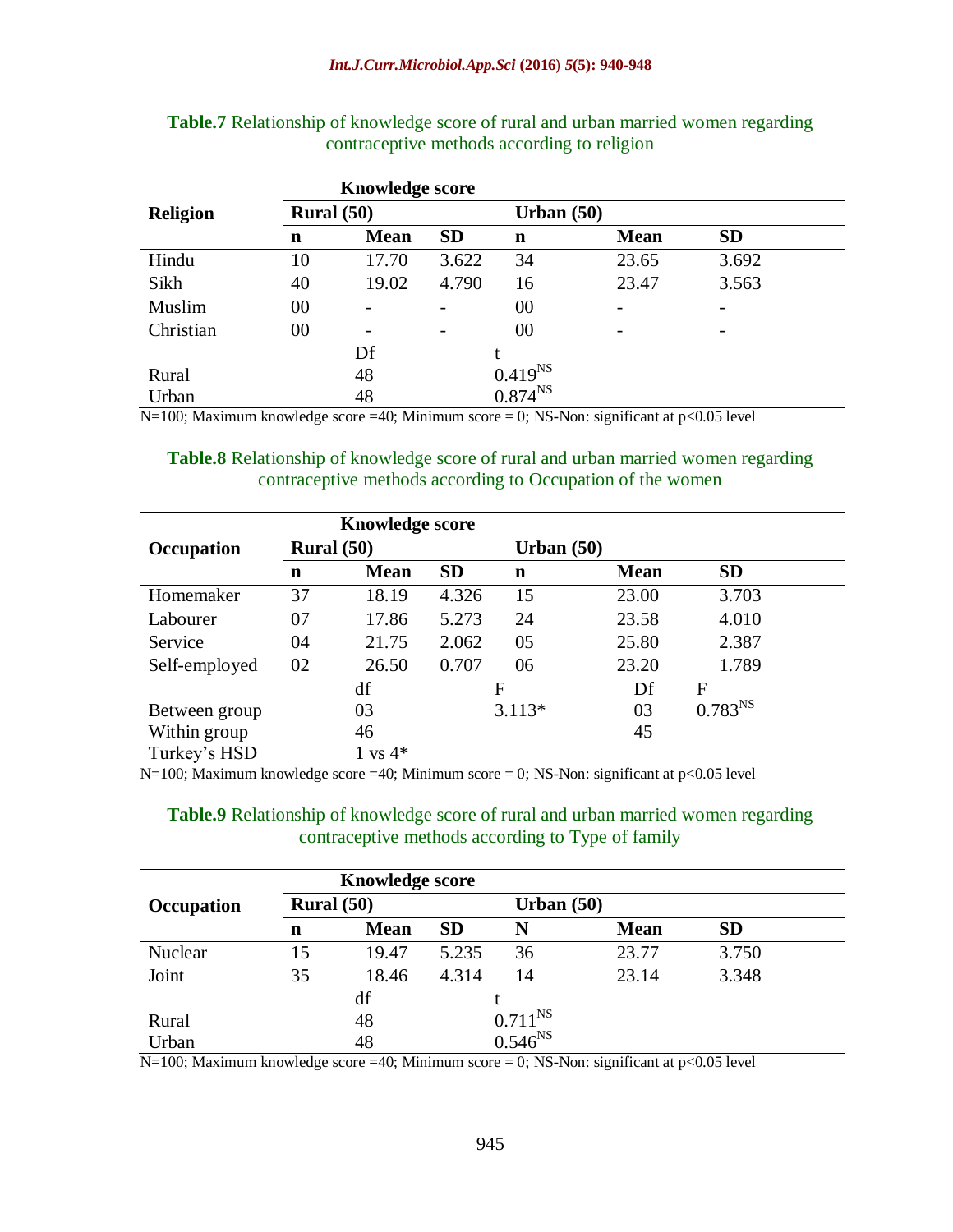**Table.7** Relationship of knowledge score of rural and urban married women regarding contraceptive methods according to religion

| Religion | Knowledge score | | | | | |
|---|---|---|---|---|---|---|
| | Rural (50) | | | Urban (50) | | |
| | n | Mean | SD | n | Mean | SD |
| Hindu | 10 | 17.70 | 3.622 | 34 | 23.65 | 3.692 |
| Sikh | 40 | 19.02 | 4.790 | 16 | 23.47 | 3.563 |
| Muslim | 00 | - | - | 00 | - | - |
| Christian | 00 | - | - | 00 | - | - |
| | | Df | | t | | |
| Rural | | 48 | | $0.419^{NS}$ | | |
| Urban | | 48 | | $0.874^{NS}$ | | |

N=100; Maximum knowledge score =40; Minimum score = 0; NS-Non: significant at p<0.05 level

**Table.8** Relationship of knowledge score of rural and urban married women regarding contraceptive methods according to Occupation of the women

| Occupation | Knowledge score | | | | | |
|---|---|---|---|---|---|---|
| | Rural (50) | | | Urban (50) | | |
| | n | Mean | SD | n | Mean | SD |
| Homemaker | 37 | 18.19 | 4.326 | 15 | 23.00 | 3.703 |
| Labourer | 07 | 17.86 | 5.273 | 24 | 23.58 | 4.010 |
| Service | 04 | 21.75 | 2.062 | 05 | 25.80 | 2.387 |
| Self-employed | 02 | 26.50 | 0.707 | 06 | 23.20 | 1.789 |
| | | df | | F | Df | F |
| Between group | | 03 | | 3.113* | 03 | $0.783^{NS}$ |
| Within group | | 46 | | | 45 | |
| Turkey's HSD | | 1 vs 4* | | | | |

N=100; Maximum knowledge score =40; Minimum score = 0; NS-Non: significant at p<0.05 level

**Table.9** Relationship of knowledge score of rural and urban married women regarding contraceptive methods according to Type of family

| Occupation | Knowledge score | | | | | |
|---|---|---|---|---|---|---|
| | Rural (50) | | | Urban (50) | | |
| | n | Mean | SD | N | Mean | SD |
| Nuclear | 15 | 19.47 | 5.235 | 36 | 23.77 | 3.750 |
| Joint | 35 | 18.46 | 4.314 | 14 | 23.14 | 3.348 |
| | | df | | t | | |
| Rural | | 48 | | $0.711^{NS}$ | | |
| Urban | | 48 | | $0.546^{NS}$ | | |

N=100; Maximum knowledge score =40; Minimum score = 0; NS-Non: significant at p<0.05 level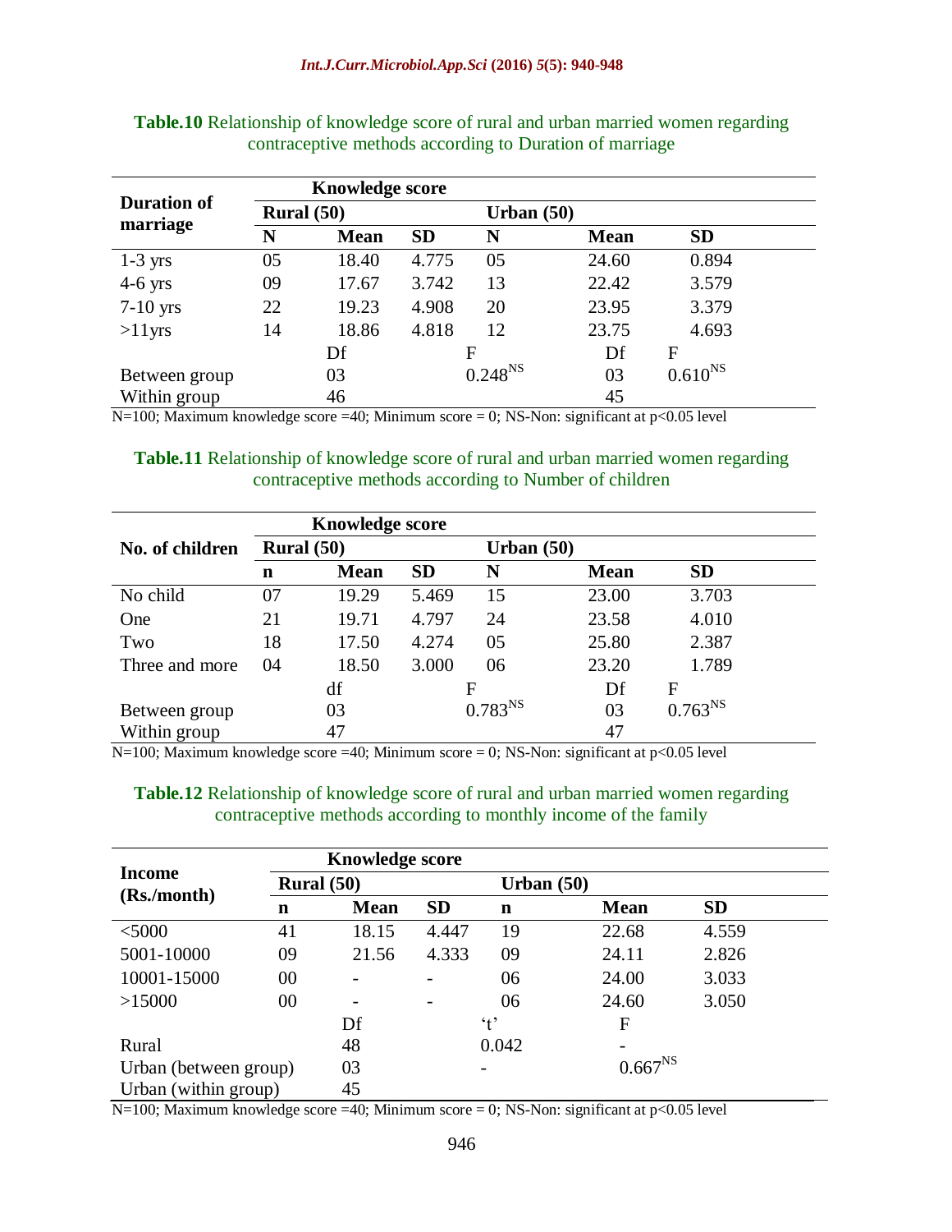**Table.10** Relationship of knowledge score of rural and urban married women regarding contraceptive methods according to Duration of marriage

| Duration of marriage | Knowledge score | | | | | |
|---|---|---|---|---|---|---|
| | Rural (50) | | | Urban (50) | | |
| | N | Mean | SD | N | Mean | SD |
| 1-3 yrs | 05 | 18.40 | 4.775 | 05 | 24.60 | 0.894 |
| 4-6 yrs | 09 | 17.67 | 3.742 | 13 | 22.42 | 3.579 |
| 7-10 yrs | 22 | 19.23 | 4.908 | 20 | 23.95 | 3.379 |
| >11yrs | 14 | 18.86 | 4.818 | 12 | 23.75 | 4.693 |
| | | Df | F | | Df | F |
| Between group | | 03 | $0.248^{NS}$ | | 03 | $0.610^{NS}$ |
| Within group | | 46 | | | 45 | |

N=100; Maximum knowledge score =40; Minimum score = 0; NS-Non: significant at $p<0.05$ level

**Table.11** Relationship of knowledge score of rural and urban married women regarding contraceptive methods according to Number of children

| No. of children | Knowledge score | | | | | |
|---|---|---|---|---|---|---|
| | Rural (50) | | | Urban (50) | | |
| | n | Mean | SD | N | Mean | SD |
| No child | 07 | 19.29 | 5.469 | 15 | 23.00 | 3.703 |
| One | 21 | 19.71 | 4.797 | 24 | 23.58 | 4.010 |
| Two | 18 | 17.50 | 4.274 | 05 | 25.80 | 2.387 |
| Three and more | 04 | 18.50 | 3.000 | 06 | 23.20 | 1.789 |
| | | df | F | | Df | F |
| Between group | | 03 | $0.783^{NS}$ | | 03 | $0.763^{NS}$ |
| Within group | | 47 | | | 47 | |

N=100; Maximum knowledge score =40; Minimum score = 0; NS-Non: significant at $p<0.05$ level

**Table.12** Relationship of knowledge score of rural and urban married women regarding contraceptive methods according to monthly income of the family

| Income (Rs./month) | Knowledge score | | | | | |
|---|---|---|---|---|---|---|
| | Rural (50) | | | Urban (50) | | |
| | n | Mean | SD | n | Mean | SD |
| <5000 | 41 | 18.15 | 4.447 | 19 | 22.68 | 4.559 |
| 5001-10000 | 09 | 21.56 | 4.333 | 09 | 24.11 | 2.826 |
| 10001-15000 | 00 | - | - | 06 | 24.00 | 3.033 |
| >15000 | 00 | - | - | 06 | 24.60 | 3.050 |
| | | Df | 't' | | F | |
| Rural | | 48 | 0.042 | | - | |
| Urban (between group) | | 03 | - | | $0.667^{NS}$ | |
| Urban (within group) | | 45 | | | | |

N=100; Maximum knowledge score =40; Minimum score = 0; NS-Non: significant at $p<0.05$ level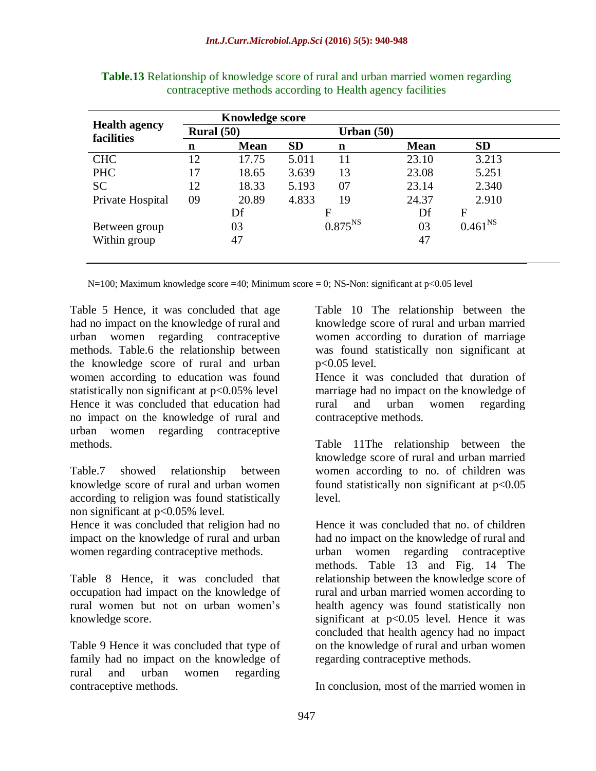**Table.13** Relationship of knowledge score of rural and urban married women regarding contraceptive methods according to Health agency facilities

| Health agency facilities | Knowledge score | | | | | |
|---|---|---|---|---|---|---|
| | Rural (50) | | | Urban (50) | | |
| | n | Mean | SD | n | Mean | SD |
| CHC | 12 | 17.75 | 5.011 | 11 | 23.10 | 3.213 |
| PHC | 17 | 18.65 | 3.639 | 13 | 23.08 | 5.251 |
| SC | 12 | 18.33 | 5.193 | 07 | 23.14 | 2.340 |
| Private Hospital | 09 | 20.89 | 4.833 | 19 | 24.37 | 2.910 |
| | | Df | F | | Df | F |
| Between group | | 03 | $0.875^{NS}$ | | 03 | $0.461^{NS}$ |
| Within group | | 47 | | | 47 | |

N=100; Maximum knowledge score =40; Minimum score = 0; NS-Non: significant at $p<0.05$ level

Table 5 Hence, it was concluded that age had no impact on the knowledge of rural and urban women regarding contraceptive methods. Table.6 the relationship between the knowledge score of rural and urban women according to education was found statistically non significant at $p<0.05$% level Hence it was concluded that education had no impact on the knowledge of rural and urban women regarding contraceptive methods.

Table.7 showed relationship between knowledge score of rural and urban women according to religion was found statistically non significant at $p<0.05$% level.
Hence it was concluded that religion had no impact on the knowledge of rural and urban women regarding contraceptive methods.

Table 8 Hence, it was concluded that occupation had impact on the knowledge of rural women but not on urban women's knowledge score.

Table 9 Hence it was concluded that type of family had no impact on the knowledge of rural and urban women regarding contraceptive methods.

Table 10 The relationship between the knowledge score of rural and urban married women according to duration of marriage was found statistically non significant at $p<0.05$ level.
Hence it was concluded that duration of marriage had no impact on the knowledge of rural and urban women regarding contraceptive methods.

Table 11The relationship between the knowledge score of rural and urban married women according to no. of children was found statistically non significant at $p<0.05$ level.

Hence it was concluded that no. of children had no impact on the knowledge of rural and urban women regarding contraceptive methods. Table 13 and Fig. 14 The relationship between the knowledge score of rural and urban married women according to health agency was found statistically non significant at $p<0.05$ level. Hence it was concluded that health agency had no impact on the knowledge of rural and urban women regarding contraceptive methods.

In conclusion, most of the married women in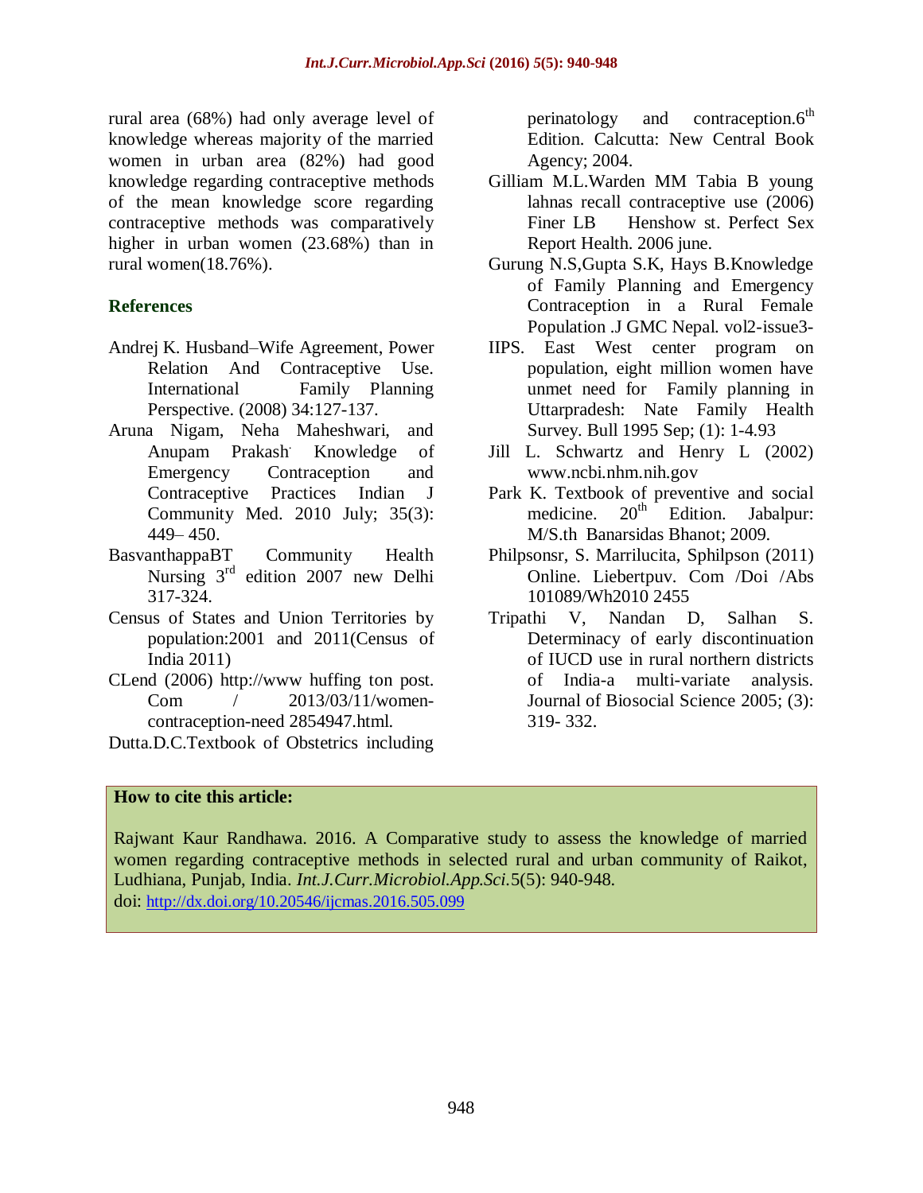rural area (68%) had only average level of knowledge whereas majority of the married women in urban area (82%) had good knowledge regarding contraceptive methods of the mean knowledge score regarding contraceptive methods was comparatively higher in urban women (23.68%) than in rural women(18.76%).

## References

Andrej K. Husband–Wife Agreement, Power Relation And Contraceptive Use. International Family Planning Perspective. (2008) 34:127-137.

Aruna Nigam, Neha Maheshwari, and Anupam Prakash. Knowledge of Emergency Contraception and Contraceptive Practices Indian J Community Med. 2010 July; 35(3): 449– 450.

BasvanthappaBT Community Health Nursing 3rd edition 2007 new Delhi 317-324.

Census of States and Union Territories by population:2001 and 2011(Census of India 2011)

CLend (2006) http://www huffing ton post. Com / 2013/03/11/women-contraception-need 2854947.html.

Dutta.D.C.Textbook of Obstetrics including perinatology and contraception.6th Edition. Calcutta: New Central Book Agency; 2004.

Gilliam M.L.Warden MM Tabia B young lahnas recall contraceptive use (2006) Finer LB Henshow st. Perfect Sex Report Health. 2006 june.

Gurung N.S,Gupta S.K, Hays B.Knowledge of Family Planning and Emergency Contraception in a Rural Female Population .J GMC Nepal. vol2-issue3-

IIPS. East West center program on population, eight million women have unmet need for Family planning in Uttarpradesh: Nate Family Health Survey. Bull 1995 Sep; (1): 1-4.93

Jill L. Schwartz and Henry L (2002) www.ncbi.nhm.nih.gov

Park K. Textbook of preventive and social medicine. 20th Edition. Jabalpur: M/S.th Banarsidas Bhanot; 2009.

Philpsonsr, S. Marrilucita, Sphilpson (2011) Online. Liebertpuv. Com /Doi /Abs 101089/Wh2010 2455

Tripathi V, Nandan D, Salhan S. Determinacy of early discontinuation of IUCD use in rural northern districts of India-a multi-variate analysis. Journal of Biosocial Science 2005; (3): 319- 332.

**How to cite this article:**

Rajwant Kaur Randhawa. 2016. A Comparative study to assess the knowledge of married women regarding contraceptive methods in selected rural and urban community of Raikot, Ludhiana, Punjab, India. *Int.J.Curr.Microbiol.App.Sci*.5(5): 940-948.
doi: http://dx.doi.org/10.20546/ijcmas.2016.505.099